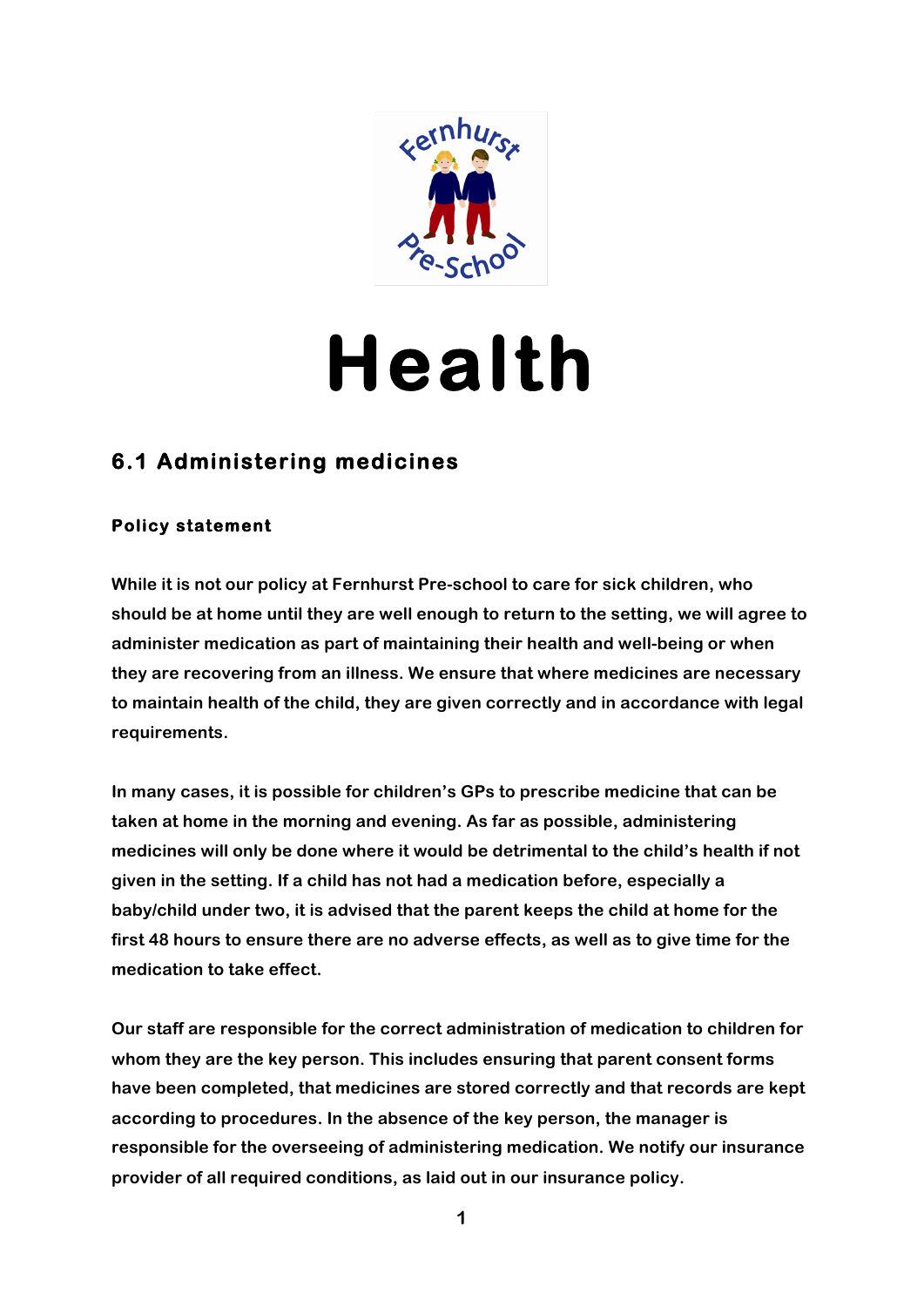# Health

## 6.1 Administering medicines

### Policy statement

While it is not our policy at Fernhurst Pre-school to care for sick children, who should be at home until they are well enough to return to the setting, we will agree to administer medication as part of maintaining their health and well-being or when they are recovering from an illness. We ensure that where medicines are necessary to maintain health of the child, they are given correctly and in accordance with legal requirements.

In many cases, it is possible for children's GPs to prescribe medicine that can be taken at home in the morning and evening. As far as possible, administering medicines will only be done where it would be detrimental to the child's health if not given in the setting. If a child has not had a medication before, especially a baby/child under two, it is advised that the parent keeps the child at home for the first 48 hours to ensure there are no adverse effects, as well as to give time for the medication to take effect.

Our staff are responsible for the correct administration of medication to children for whom they are the key person. This includes ensuring that parent consent forms have been completed, that medicines are stored correctly and that records are kept according to procedures. In the absence of the key person, the manager is responsible for the overseeing of administering medication. We notify our insurance provider of all required conditions, as laid out in our insurance policy.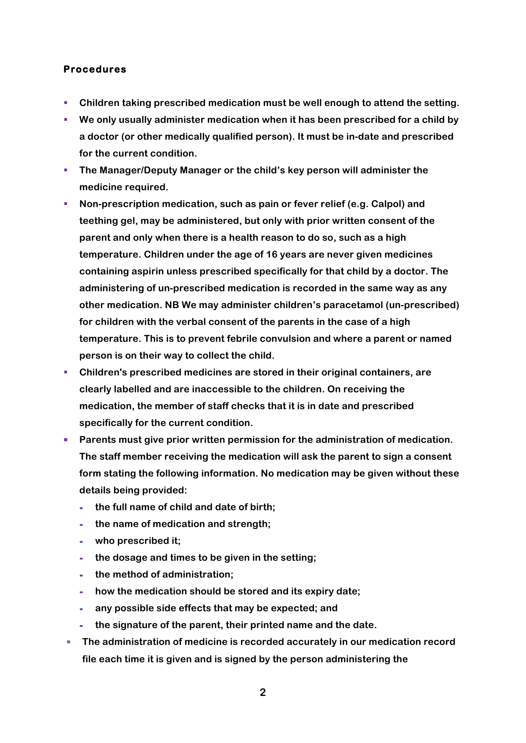## Procedures

- Children taking prescribed medication must be well enough to attend the setting.
- We only usually administer medication when it has been prescribed for a child by a doctor (or other medically qualified person). It must be in-date and prescribed for the current condition.
- The Manager/Deputy Manager or the child's key person will administer the medicine required.
- Non-prescription medication, such as pain or fever relief (e.g. Calpol) and teething gel, may be administered, but only with prior written consent of the parent and only when there is a health reason to do so, such as a high temperature. Children under the age of 16 years are never given medicines containing aspirin unless prescribed specifically for that child by a doctor. The administering of un-prescribed medication is recorded in the same way as any other medication. NB We may administer children's paracetamol (un-prescribed) for children with the verbal consent of the parents in the case of a high temperature. This is to prevent febrile convulsion and where a parent or named person is on their way to collect the child.
- Children's prescribed medicines are stored in their original containers, are clearly labelled and are inaccessible to the children. On receiving the medication, the member of staff checks that it is in date and prescribed specifically for the current condition.
- Parents must give prior written permission for the administration of medication. The staff member receiving the medication will ask the parent to sign a consent form stating the following information. No medication may be given without these details being provided:
  - the full name of child and date of birth;
  - the name of medication and strength;
  - who prescribed it;
  - the dosage and times to be given in the setting;
  - the method of administration;
  - how the medication should be stored and its expiry date;
  - any possible side effects that may be expected; and
  - the signature of the parent, their printed name and the date.
- The administration of medicine is recorded accurately in our medication record file each time it is given and is signed by the person administering the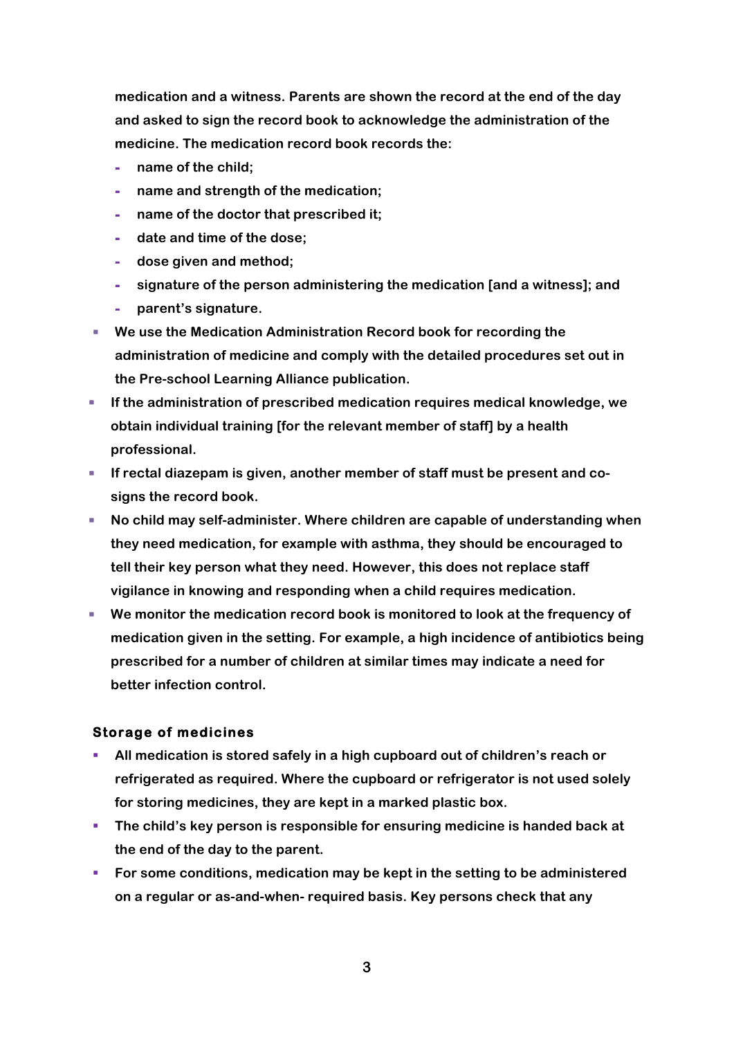medication and a witness. Parents are shown the record at the end of the day and asked to sign the record book to acknowledge the administration of the medicine. The medication record book records the:
  - name of the child;
  - name and strength of the medication;
  - name of the doctor that prescribed it;
  - date and time of the dose;
  - dose given and method;
  - signature of the person administering the medication [and a witness]; and
  - parent's signature.
- We use the Medication Administration Record book for recording the administration of medicine and comply with the detailed procedures set out in the Pre-school Learning Alliance publication.
- If the administration of prescribed medication requires medical knowledge, we obtain individual training [for the relevant member of staff] by a health professional.
- If rectal diazepam is given, another member of staff must be present and co-signs the record book.
- No child may self-administer. Where children are capable of understanding when they need medication, for example with asthma, they should be encouraged to tell their key person what they need. However, this does not replace staff vigilance in knowing and responding when a child requires medication.
- We monitor the medication record book is monitored to look at the frequency of medication given in the setting. For example, a high incidence of antibiotics being prescribed for a number of children at similar times may indicate a need for better infection control.

## Storage of medicines

- All medication is stored safely in a high cupboard out of children's reach or refrigerated as required. Where the cupboard or refrigerator is not used solely for storing medicines, they are kept in a marked plastic box.
- The child's key person is responsible for ensuring medicine is handed back at the end of the day to the parent.
- For some conditions, medication may be kept in the setting to be administered on a regular or as-and-when- required basis. Key persons check that any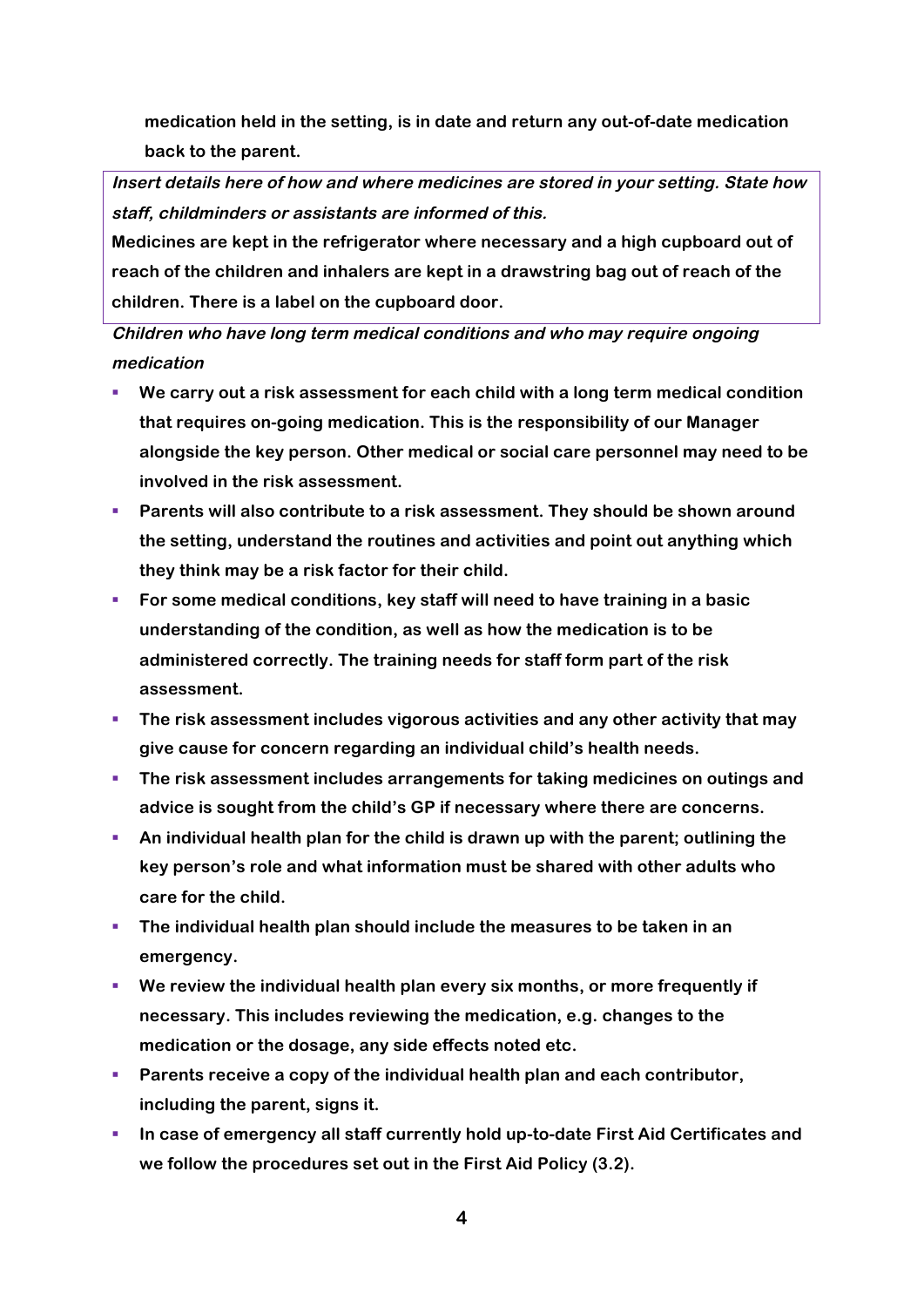medication held in the setting, is in date and return any out-of-date medication back to the parent.

***Insert details here of how and where medicines are stored in your setting. State how staff, childminders or assistants are informed of this.***

**Medicines are kept in the refrigerator where necessary and a high cupboard out of reach of the children and inhalers are kept in a drawstring bag out of reach of the children. There is a label on the cupboard door.**

***Children who have long term medical conditions and who may require ongoing medication***

- We carry out a risk assessment for each child with a long term medical condition that requires on-going medication. This is the responsibility of our Manager alongside the key person. Other medical or social care personnel may need to be involved in the risk assessment.
- Parents will also contribute to a risk assessment. They should be shown around the setting, understand the routines and activities and point out anything which they think may be a risk factor for their child.
- For some medical conditions, key staff will need to have training in a basic understanding of the condition, as well as how the medication is to be administered correctly. The training needs for staff form part of the risk assessment.
- The risk assessment includes vigorous activities and any other activity that may give cause for concern regarding an individual child's health needs.
- The risk assessment includes arrangements for taking medicines on outings and advice is sought from the child's GP if necessary where there are concerns.
- An individual health plan for the child is drawn up with the parent; outlining the key person's role and what information must be shared with other adults who care for the child.
- The individual health plan should include the measures to be taken in an emergency.
- We review the individual health plan every six months, or more frequently if necessary. This includes reviewing the medication, e.g. changes to the medication or the dosage, any side effects noted etc.
- Parents receive a copy of the individual health plan and each contributor, including the parent, signs it.
- In case of emergency all staff currently hold up-to-date First Aid Certificates and we follow the procedures set out in the First Aid Policy (3.2).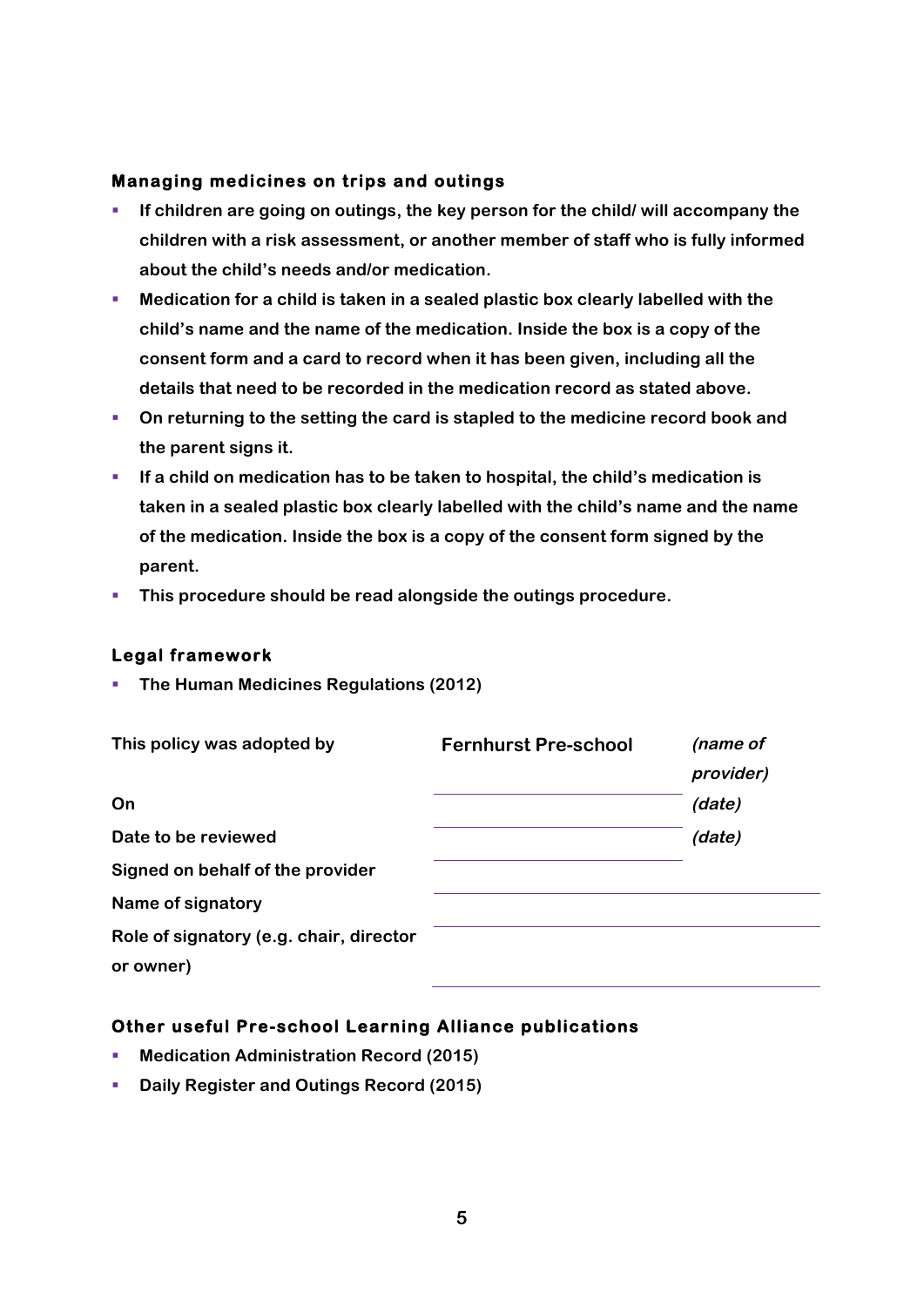### Managing medicines on trips and outings

- If children are going on outings, the key person for the child/ will accompany the children with a risk assessment, or another member of staff who is fully informed about the child's needs and/or medication.
- Medication for a child is taken in a sealed plastic box clearly labelled with the child's name and the name of the medication. Inside the box is a copy of the consent form and a card to record when it has been given, including all the details that need to be recorded in the medication record as stated above.
- On returning to the setting the card is stapled to the medicine record book and the parent signs it.
- If a child on medication has to be taken to hospital, the child's medication is taken in a sealed plastic box clearly labelled with the child's name and the name of the medication. Inside the box is a copy of the consent form signed by the parent.
- This procedure should be read alongside the outings procedure.

### Legal framework

- The Human Medicines Regulations (2012)

| | | |
|---|---|---|
| This policy was adopted by | Fernhurst Pre-school | *(name of provider)* |
| On | | *(date)* |
| Date to be reviewed | | *(date)* |
| Signed on behalf of the provider | | |
| Name of signatory | | |
| Role of signatory (e.g. chair, director or owner) | | |

### Other useful Pre-school Learning Alliance publications

- Medication Administration Record (2015)
- Daily Register and Outings Record (2015)